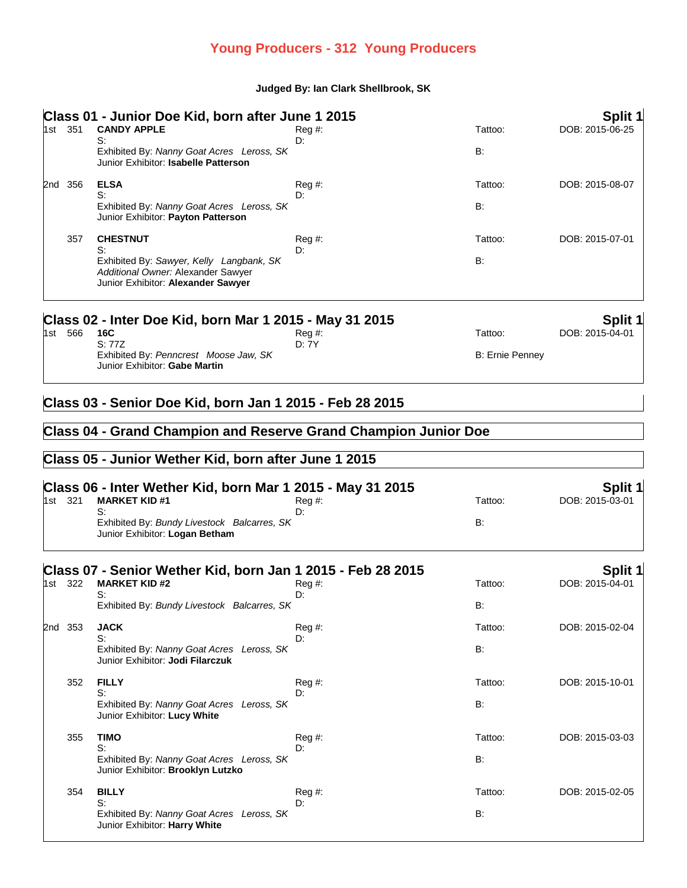# Young Producers - 312 Young Producers

**Judged By: Ian Clark Shellbrook, SK**

## Class 01 - Junior Doe Kid, born after June 1 2015 — Split 1

1st 351 **CANDY APPLE**
S:
D:
Reg #:
Tattoo:
DOB: 2015-06-25
Exhibited By: *Nanny Goat Acres Leross, SK*
B:
Junior Exhibitor: **Isabelle Patterson**

2nd 356 **ELSA**
S:
D:
Reg #:
Tattoo:
DOB: 2015-08-07
Exhibited By: *Nanny Goat Acres Leross, SK*
B:
Junior Exhibitor: **Payton Patterson**

357 **CHESTNUT**
S:
D:
Reg #:
Tattoo:
DOB: 2015-07-01
Exhibited By: *Sawyer, Kelly Langbank, SK*
B:
*Additional Owner:* Alexander Sawyer
Junior Exhibitor: **Alexander Sawyer**

## Class 02 - Inter Doe Kid, born Mar 1 2015 - May 31 2015 — Split 1

1st 566 **16C**
S: 77Z
D: 7Y
Reg #:
Tattoo:
DOB: 2015-04-01
Exhibited By: *Penncrest Moose Jaw, SK*
B: Ernie Penney
Junior Exhibitor: **Gabe Martin**

## Class 03 - Senior Doe Kid, born Jan 1 2015 - Feb 28 2015

## Class 04 - Grand Champion and Reserve Grand Champion Junior Doe

## Class 05 - Junior Wether Kid, born after June 1 2015

## Class 06 - Inter Wether Kid, born Mar 1 2015 - May 31 2015 — Split 1

1st 321 **MARKET KID #1**
S:
D:
Reg #:
Tattoo:
DOB: 2015-03-01
Exhibited By: *Bundy Livestock Balcarres, SK*
B:
Junior Exhibitor: **Logan Betham**

## Class 07 - Senior Wether Kid, born Jan 1 2015 - Feb 28 2015 — Split 1

1st 322 **MARKET KID #2**
S:
D:
Reg #:
Tattoo:
DOB: 2015-04-01
Exhibited By: *Bundy Livestock Balcarres, SK*
B:

2nd 353 **JACK**
S:
D:
Reg #:
Tattoo:
DOB: 2015-02-04
Exhibited By: *Nanny Goat Acres Leross, SK*
B:
Junior Exhibitor: **Jodi Filarczuk**

352 **FILLY**
S:
D:
Reg #:
Tattoo:
DOB: 2015-10-01
Exhibited By: *Nanny Goat Acres Leross, SK*
B:
Junior Exhibitor: **Lucy White**

355 **TIMO**
S:
D:
Reg #:
Tattoo:
DOB: 2015-03-03
Exhibited By: *Nanny Goat Acres Leross, SK*
B:
Junior Exhibitor: **Brooklyn Lutzko**

354 **BILLY**
S:
D:
Reg #:
Tattoo:
DOB: 2015-02-05
Exhibited By: *Nanny Goat Acres Leross, SK*
B:
Junior Exhibitor: **Harry White**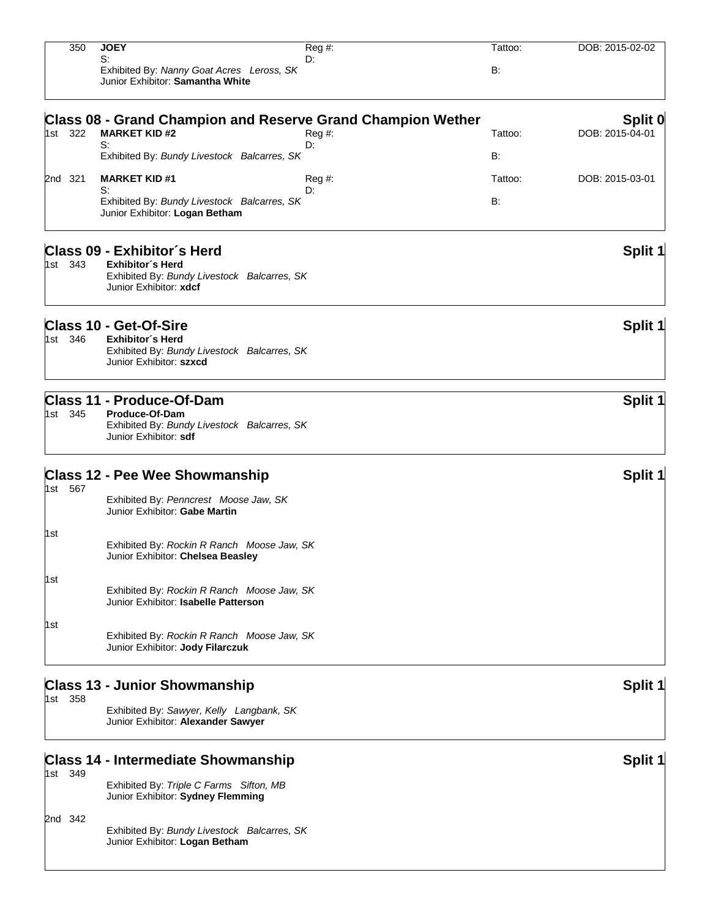| | 350 | **JOEY** | Reg #: | Tattoo: | DOB: 2015-02-02 |
|---|---|---|---|---|---|
| | | S: | D: | | |
| | | Exhibited By: *Nanny Goat Acres Leross, SK* | | B: | |
| | | Junior Exhibitor: **Samantha White** | | | |

## Class 08 - Grand Champion and Reserve Grand Champion Wether — Split 0

| Place | No. | Entry | Reg #: | Tattoo: | DOB |
|---|---|---|---|---|---|
| 1st | 322 | **MARKET KID #2** | Reg #: | Tattoo: | DOB: 2015-04-01 |
| | | S: | D: | | |
| | | Exhibited By: *Bundy Livestock Balcarres, SK* | | B: | |
| 2nd | 321 | **MARKET KID #1** | Reg #: | Tattoo: | DOB: 2015-03-01 |
| | | S: | D: | | |
| | | Exhibited By: *Bundy Livestock Balcarres, SK* | | B: | |
| | | Junior Exhibitor: **Logan Betham** | | | |

## Class 09 - Exhibitor´s Herd — Split 1

1st 343 **Exhibitor´s Herd**
Exhibited By: *Bundy Livestock Balcarres, SK*
Junior Exhibitor: **xdcf**

## Class 10 - Get-Of-Sire — Split 1

1st 346 **Exhibitor´s Herd**
Exhibited By: *Bundy Livestock Balcarres, SK*
Junior Exhibitor: **szxcd**

## Class 11 - Produce-Of-Dam — Split 1

1st 345 **Produce-Of-Dam**
Exhibited By: *Bundy Livestock Balcarres, SK*
Junior Exhibitor: **sdf**

## Class 12 - Pee Wee Showmanship — Split 1

1st 567
Exhibited By: *Penncrest Moose Jaw, SK*
Junior Exhibitor: **Gabe Martin**

1st
Exhibited By: *Rockin R Ranch Moose Jaw, SK*
Junior Exhibitor: **Chelsea Beasley**

1st
Exhibited By: *Rockin R Ranch Moose Jaw, SK*
Junior Exhibitor: **Isabelle Patterson**

1st
Exhibited By: *Rockin R Ranch Moose Jaw, SK*
Junior Exhibitor: **Jody Filarczuk**

## Class 13 - Junior Showmanship — Split 1

1st 358
Exhibited By: *Sawyer, Kelly Langbank, SK*
Junior Exhibitor: **Alexander Sawyer**

## Class 14 - Intermediate Showmanship — Split 1

1st 349
Exhibited By: *Triple C Farms Sifton, MB*
Junior Exhibitor: **Sydney Flemming**

2nd 342
Exhibited By: *Bundy Livestock Balcarres, SK*
Junior Exhibitor: **Logan Betham**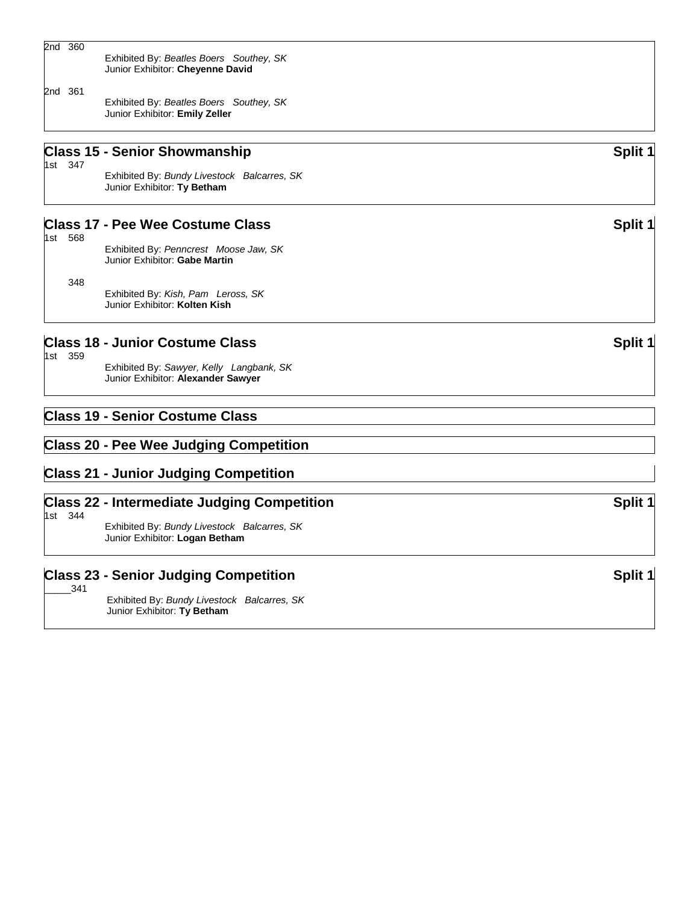2nd 360

Exhibited By: *Beatles Boers Southey, SK*
Junior Exhibitor: **Cheyenne David**

2nd 361

Exhibited By: *Beatles Boers Southey, SK*
Junior Exhibitor: **Emily Zeller**

## Class 15 - Senior Showmanship — Split 1

1st 347

Exhibited By: *Bundy Livestock Balcarres, SK*
Junior Exhibitor: **Ty Betham**

## Class 17 - Pee Wee Costume Class — Split 1

1st 568

Exhibited By: *Penncrest Moose Jaw, SK*
Junior Exhibitor: **Gabe Martin**

348

Exhibited By: *Kish, Pam Leross, SK*
Junior Exhibitor: **Kolten Kish**

## Class 18 - Junior Costume Class — Split 1

1st 359

Exhibited By: *Sawyer, Kelly Langbank, SK*
Junior Exhibitor: **Alexander Sawyer**

## Class 19 - Senior Costume Class

## Class 20 - Pee Wee Judging Competition

## Class 21 - Junior Judging Competition

## Class 22 - Intermediate Judging Competition — Split 1

1st 344

Exhibited By: *Bundy Livestock Balcarres, SK*
Junior Exhibitor: **Logan Betham**

## Class 23 - Senior Judging Competition — Split 1

_____341

Exhibited By: *Bundy Livestock Balcarres, SK*
Junior Exhibitor: **Ty Betham**